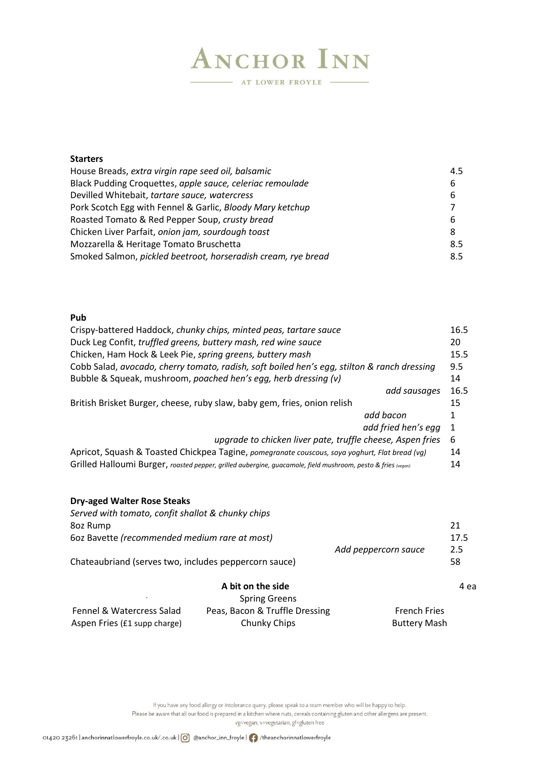# Anchor Inn

AT LOWER FROYLE

## Starters

| | |
|---|---|
| House Breads, *extra virgin rape seed oil, balsamic* | 4.5 |
| Black Pudding Croquettes, *apple sauce, celeriac remoulade* | 6 |
| Devilled Whitebait, *tartare sauce, watercress* | 6 |
| Pork Scotch Egg with Fennel & Garlic, *Bloody Mary ketchup* | 7 |
| Roasted Tomato & Red Pepper Soup, *crusty bread* | 6 |
| Chicken Liver Parfait, *onion jam, sourdough toast* | 8 |
| Mozzarella & Heritage Tomato Bruschetta | 8.5 |
| Smoked Salmon, *pickled beetroot, horseradish cream, rye bread* | 8.5 |

## Pub

| | |
|---|---|
| Crispy-battered Haddock, *chunky chips, minted peas, tartare sauce* | 16.5 |
| Duck Leg Confit, *truffled greens, buttery mash, red wine sauce* | 20 |
| Chicken, Ham Hock & Leek Pie, *spring greens, buttery mash* | 15.5 |
| Cobb Salad, *avocado, cherry tomato, radish, soft boiled hen's egg, stilton & ranch dressing* | 9.5 |
| Bubble & Squeak, mushroom, *poached hen's egg, herb dressing (v)* | 14 |
| *add sausages* | 16.5 |
| British Brisket Burger, cheese, ruby slaw, baby gem, fries, onion relish | 15 |
| *add bacon* | 1 |
| *add fried hen's egg* | 1 |
| *upgrade to chicken liver pate, truffle cheese, Aspen fries* | 6 |
| Apricot, Squash & Toasted Chickpea Tagine, *pomegranate couscous, soya yoghurt, Flat bread (vg)* | 14 |
| Grilled Halloumi Burger, *roasted pepper, grilled aubergine, guacamole, field mushroom, pesto & fries (vegan)* | 14 |

## Dry-aged Walter Rose Steaks

*Served with tomato, confit shallot & chunky chips*

| | |
|---|---|
| 8oz Rump | 21 |
| 6oz Bavette *(recommended medium rare at most)* | 17.5 |
| *Add peppercorn sauce* | 2.5 |
| Chateaubriand (serves two, includes peppercorn sauce) | 58 |

## A bit on the side — 4 ea

Spring Greens

Fennel & Watercress Salad

Peas, Bacon & Truffle Dressing

French Fries

Aspen Fries (£1 supp charge)

Chunky Chips

Buttery Mash

If you have any food allergy or intolerance query, please speak to a team member who will be happy to help.
Please be aware that all our food is prepared in a kitchen where nuts, cereals containing gluten and other allergens are present.
vg=vegan, v=vegetarian, gf=gluten free

01420 23261 | anchorinnatlowerfroyle.co.uk/.co.uk | @anchor_inn_froyle | /theanchorinnatlowerfroyle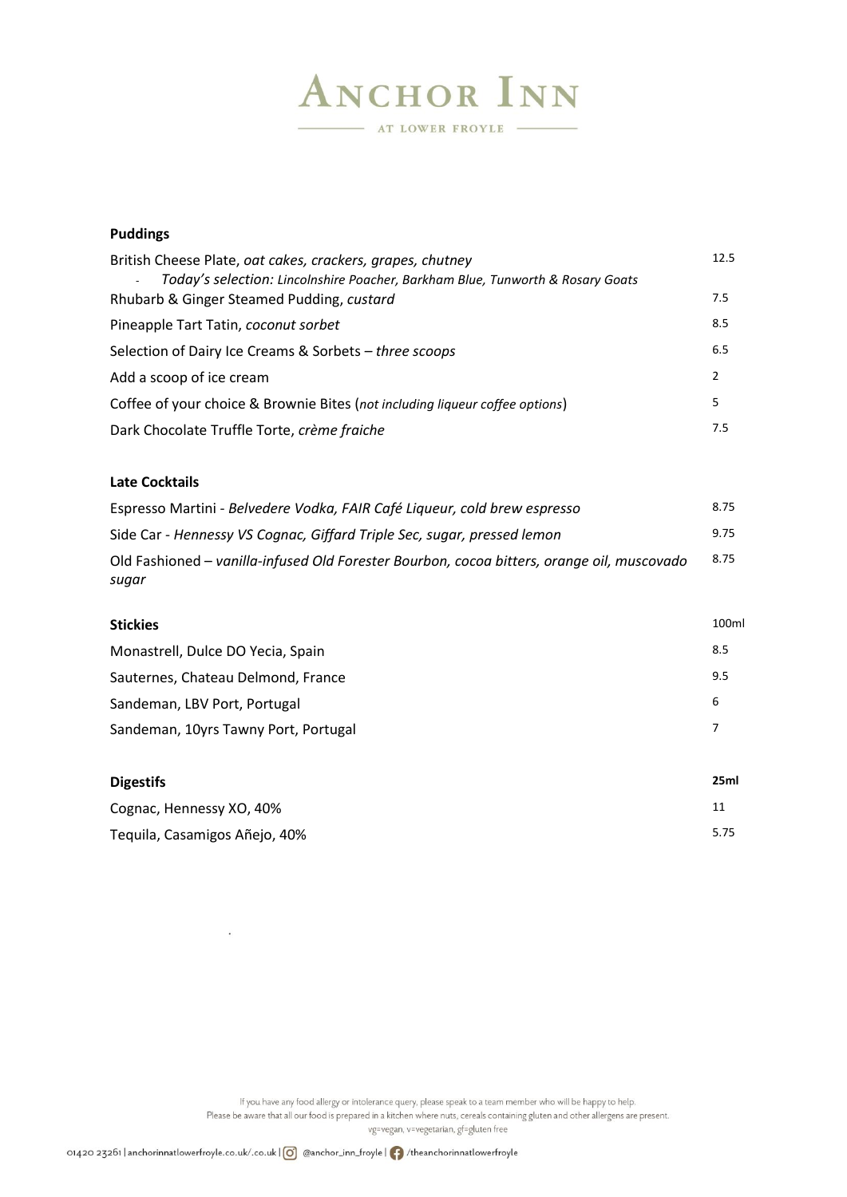# Anchor Inn

At Lower Froyle

## Puddings

| | |
|---|---|
| British Cheese Plate, *oat cakes, crackers, grapes, chutney* | 12.5 |
| - *Today's selection:* *Lincolnshire Poacher, Barkham Blue, Tunworth & Rosary Goats* | |
| Rhubarb & Ginger Steamed Pudding, *custard* | 7.5 |
| Pineapple Tart Tatin, *coconut sorbet* | 8.5 |
| Selection of Dairy Ice Creams & Sorbets – *three scoops* | 6.5 |
| Add a scoop of ice cream | 2 |
| Coffee of your choice & Brownie Bites (*not including liqueur coffee options*) | 5 |
| Dark Chocolate Truffle Torte, *crème fraiche* | 7.5 |

## Late Cocktails

| | |
|---|---|
| Espresso Martini - *Belvedere Vodka, FAIR Café Liqueur, cold brew espresso* | 8.75 |
| Side Car - *Hennessy VS Cognac, Giffard Triple Sec, sugar, pressed lemon* | 9.75 |
| Old Fashioned – *vanilla-infused Old Forester Bourbon, cocoa bitters, orange oil, muscovado sugar* | 8.75 |

## Stickies

| | 100ml |
|---|---|
| Monastrell, Dulce DO Yecia, Spain | 8.5 |
| Sauternes, Chateau Delmond, France | 9.5 |
| Sandeman, LBV Port, Portugal | 6 |
| Sandeman, 10yrs Tawny Port, Portugal | 7 |

## Digestifs

| | **25ml** |
|---|---|
| Cognac, Hennessy XO, 40% | 11 |
| Tequila, Casamigos Añejo, 40% | 5.75 |

If you have any food allergy or intolerance query, please speak to a team member who will be happy to help.
Please be aware that all our food is prepared in a kitchen where nuts, cereals containing gluten and other allergens are present.
vg=vegan, v=vegetarian, gf=gluten free

01420 23261 | anchorinnatlowerfroyle.co.uk/.co.uk | @anchor_inn_froyle | /theanchorinnatlowerfroyle